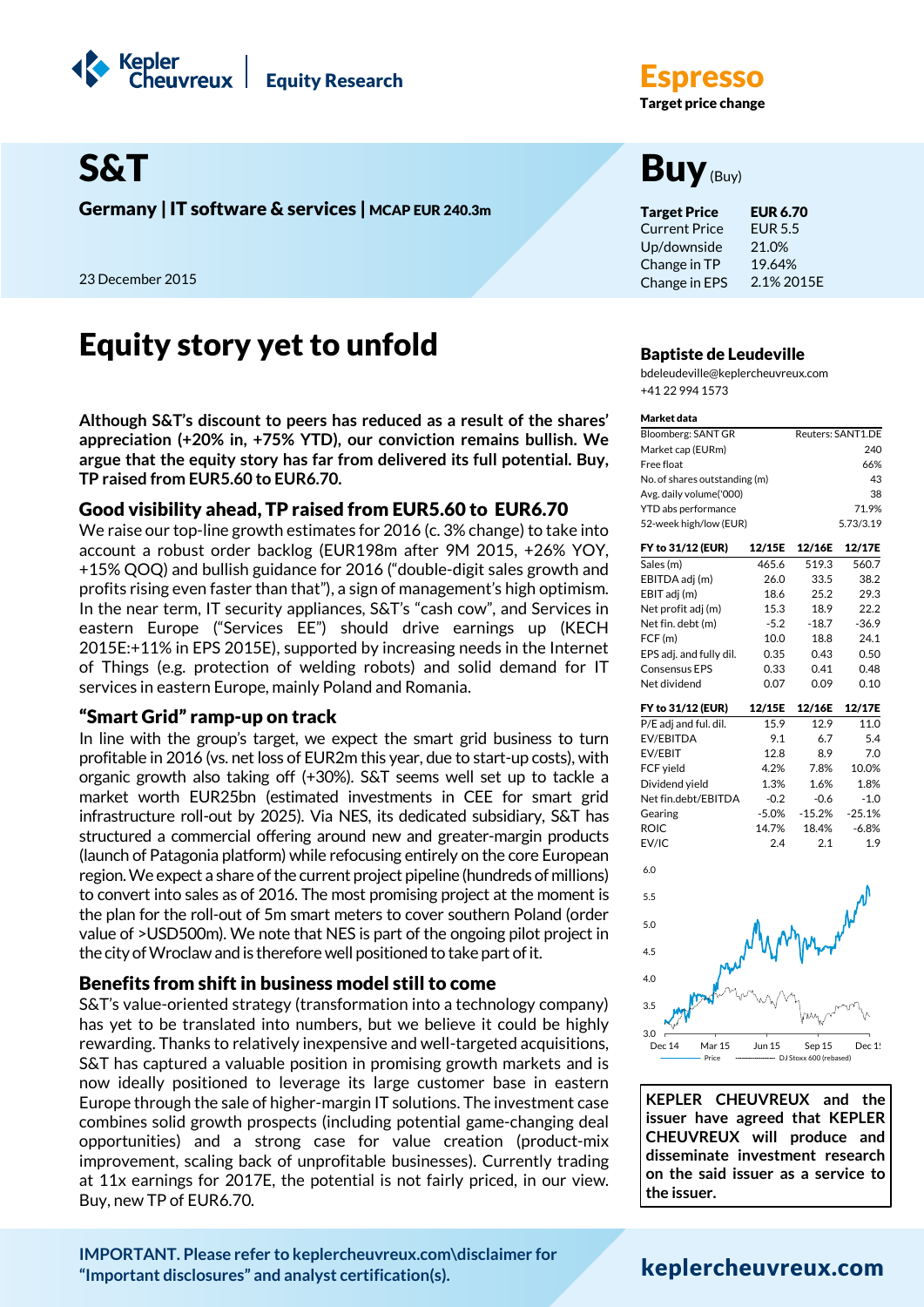Kepler Cheuvreux | Equity Research

**Espresso**
**Target price change**

# S&T

**Germany | IT software & services | MCAP EUR 240.3m**

23 December 2015

# Buy (Buy)

| | |
|---|---|
| **Target Price** | **EUR 6.70** |
| Current Price | EUR 5.5 |
| Up/downside | 21.0% |
| Change in TP | 19.64% |
| Change in EPS | 2.1% 2015E |

## Equity story yet to unfold

**Although S&T's discount to peers has reduced as a result of the shares' appreciation (+20% in, +75% YTD), our conviction remains bullish. We argue that the equity story has far from delivered its full potential. Buy, TP raised from EUR5.60 to EUR6.70.**

### Good visibility ahead, TP raised from EUR5.60 to EUR6.70

We raise our top-line growth estimates for 2016 (c. 3% change) to take into account a robust order backlog (EUR198m after 9M 2015, +26% YOY, +15% QOQ) and bullish guidance for 2016 ("double-digit sales growth and profits rising even faster than that"), a sign of management's high optimism. In the near term, IT security appliances, S&T's "cash cow", and Services in eastern Europe ("Services EE") should drive earnings up (KECH 2015E:+11% in EPS 2015E), supported by increasing needs in the Internet of Things (e.g. protection of welding robots) and solid demand for IT services in eastern Europe, mainly Poland and Romania.

### "Smart Grid" ramp-up on track

In line with the group's target, we expect the smart grid business to turn profitable in 2016 (vs. net loss of EUR2m this year, due to start-up costs), with organic growth also taking off (+30%). S&T seems well set up to tackle a market worth EUR25bn (estimated investments in CEE for smart grid infrastructure roll-out by 2025). Via NES, its dedicated subsidiary, S&T has structured a commercial offering around new and greater-margin products (launch of Patagonia platform) while refocusing entirely on the core European region. We expect a share of the current project pipeline (hundreds of millions) to convert into sales as of 2016. The most promising project at the moment is the plan for the roll-out of 5m smart meters to cover southern Poland (order value of >USD500m). We note that NES is part of the ongoing pilot project in the city of Wroclaw and is therefore well positioned to take part of it.

### Benefits from shift in business model still to come

S&T's value-oriented strategy (transformation into a technology company) has yet to be translated into numbers, but we believe it could be highly rewarding. Thanks to relatively inexpensive and well-targeted acquisitions, S&T has captured a valuable position in promising growth markets and is now ideally positioned to leverage its large customer base in eastern Europe through the sale of higher-margin IT solutions. The investment case combines solid growth prospects (including potential game-changing deal opportunities) and a strong case for value creation (product-mix improvement, scaling back of unprofitable businesses). Currently trading at 11x earnings for 2017E, the potential is not fairly priced, in our view. Buy, new TP of EUR6.70.

**Baptiste de Leudeville**
bdeleudeville@keplercheuvreux.com
+41 22 994 1573

**Market data**

| | |
|---|---|
| Bloomberg: SANT GR | Reuters: SANT1.DE |
| Market cap (EURm) | 240 |
| Free float | 66% |
| No. of shares outstanding (m) | 43 |
| Avg. daily volume('000) | 38 |
| YTD abs performance | 71.9% |
| 52-week high/low (EUR) | 5.73/3.19 |

| FY to 31/12 (EUR) | 12/15E | 12/16E | 12/17E |
|---|---|---|---|
| Sales (m) | 465.6 | 519.3 | 560.7 |
| EBITDA adj (m) | 26.0 | 33.5 | 38.2 |
| EBIT adj (m) | 18.6 | 25.2 | 29.3 |
| Net profit adj (m) | 15.3 | 18.9 | 22.2 |
| Net fin. debt (m) | -5.2 | -18.7 | -36.9 |
| FCF (m) | 10.0 | 18.8 | 24.1 |
| EPS adj. and fully dil. | 0.35 | 0.43 | 0.50 |
| Consensus EPS | 0.33 | 0.41 | 0.48 |
| Net dividend | 0.07 | 0.09 | 0.10 |

| FY to 31/12 (EUR) | 12/15E | 12/16E | 12/17E |
|---|---|---|---|
| P/E adj and ful. dil. | 15.9 | 12.9 | 11.0 |
| EV/EBITDA | 9.1 | 6.7 | 5.4 |
| EV/EBIT | 12.8 | 8.9 | 7.0 |
| FCF yield | 4.2% | 7.8% | 10.0% |
| Dividend yield | 1.3% | 1.6% | 1.8% |
| Net fin.debt/EBITDA | -0.2 | -0.6 | -1.0 |
| Gearing | -5.0% | -15.2% | -25.1% |
| ROIC | 14.7% | 18.4% | -6.8% |
| EV/IC | 2.4 | 2.1 | 1.9 |

Price — DJ Stoxx 600 (rebased)

**KEPLER CHEUVREUX and the issuer have agreed that KEPLER CHEUVREUX will produce and disseminate investment research on the said issuer as a service to the issuer.**

**IMPORTANT. Please refer to keplercheuvreux.com\disclaimer for "Important disclosures" and analyst certification(s).**

keplercheuvreux.com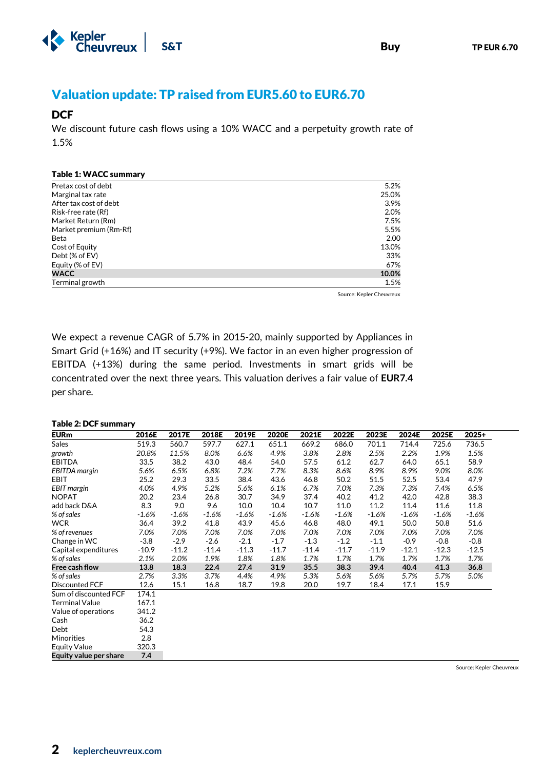# Valuation update: TP raised from EUR5.60 to EUR6.70

## DCF

We discount future cash flows using a 10% WACC and a perpetuity growth rate of 1.5%

**Table 1: WACC summary**

| | |
|---|---|
| Pretax cost of debt | 5.2% |
| Marginal tax rate | 25.0% |
| After tax cost of debt | 3.9% |
| Risk-free rate (Rf) | 2.0% |
| Market Return (Rm) | 7.5% |
| Market premium (Rm-Rf) | 5.5% |
| Beta | 2.00 |
| Cost of Equity | 13.0% |
| Debt (% of EV) | 33% |
| Equity (% of EV) | 67% |
| **WACC** | **10.0%** |
| Terminal growth | 1.5% |

Source: Kepler Cheuvreux

We expect a revenue CAGR of 5.7% in 2015-20, mainly supported by Appliances in Smart Grid (+16%) and IT security (+9%). We factor in an even higher progression of EBITDA (+13%) during the same period. Investments in smart grids will be concentrated over the next three years. This valuation derives a fair value of **EUR7.4** per share.

**Table 2: DCF summary**

| EURm | 2016E | 2017E | 2018E | 2019E | 2020E | 2021E | 2022E | 2023E | 2024E | 2025E | 2025+ |
|---|---|---|---|---|---|---|---|---|---|---|---|
| Sales | 519.3 | 560.7 | 597.7 | 627.1 | 651.1 | 669.2 | 686.0 | 701.1 | 714.4 | 725.6 | 736.5 |
| *growth* | *20.8%* | *11.5%* | *8.0%* | *6.6%* | *4.9%* | *3.8%* | *2.8%* | *2.5%* | *2.2%* | *1.9%* | *1.5%* |
| EBITDA | 33.5 | 38.2 | 43.0 | 48.4 | 54.0 | 57.5 | 61.2 | 62.7 | 64.0 | 65.1 | 58.9 |
| *EBITDA margin* | *5.6%* | *6.5%* | *6.8%* | *7.2%* | *7.7%* | *8.3%* | *8.6%* | *8.9%* | *8.9%* | *9.0%* | *8.0%* |
| EBIT | 25.2 | 29.3 | 33.5 | 38.4 | 43.6 | 46.8 | 50.2 | 51.5 | 52.5 | 53.4 | 47.9 |
| *EBIT margin* | *4.0%* | *4.9%* | *5.2%* | *5.6%* | *6.1%* | *6.7%* | *7.0%* | *7.3%* | *7.3%* | *7.4%* | *6.5%* |
| NOPAT | 20.2 | 23.4 | 26.8 | 30.7 | 34.9 | 37.4 | 40.2 | 41.2 | 42.0 | 42.8 | 38.3 |
| add back D&A | 8.3 | 9.0 | 9.6 | 10.0 | 10.4 | 10.7 | 11.0 | 11.2 | 11.4 | 11.6 | 11.8 |
| *% of sales* | *-1.6%* | *-1.6%* | *-1.6%* | *-1.6%* | *-1.6%* | *-1.6%* | *-1.6%* | *-1.6%* | *-1.6%* | *-1.6%* | *-1.6%* |
| WCR | 36.4 | 39.2 | 41.8 | 43.9 | 45.6 | 46.8 | 48.0 | 49.1 | 50.0 | 50.8 | 51.6 |
| *% of revenues* | *7.0%* | *7.0%* | *7.0%* | *7.0%* | *7.0%* | *7.0%* | *7.0%* | *7.0%* | *7.0%* | *7.0%* | *7.0%* |
| Change in WC | -3.8 | -2.9 | -2.6 | -2.1 | -1.7 | -1.3 | -1.2 | -1.1 | -0.9 | -0.8 | -0.8 |
| Capital expenditures | -10.9 | -11.2 | -11.4 | -11.3 | -11.7 | -11.4 | -11.7 | -11.9 | -12.1 | -12.3 | -12.5 |
| *% of sales* | *2.1%* | *2.0%* | *1.9%* | *1.8%* | *1.8%* | *1.7%* | *1.7%* | *1.7%* | *1.7%* | *1.7%* | *1.7%* |
| **Free cash flow** | **13.8** | **18.3** | **22.4** | **27.4** | **31.9** | **35.5** | **38.3** | **39.4** | **40.4** | **41.3** | **36.8** |
| *% of sales* | *2.7%* | *3.3%* | *3.7%* | *4.4%* | *4.9%* | *5.3%* | *5.6%* | *5.6%* | *5.7%* | *5.7%* | *5.0%* |
| Discounted FCF | 12.6 | 15.1 | 16.8 | 18.7 | 19.8 | 20.0 | 19.7 | 18.4 | 17.1 | 15.9 | |
| Sum of discounted FCF | 174.1 | | | | | | | | | | |
| Terminal Value | 167.1 | | | | | | | | | | |
| Value of operations | 341.2 | | | | | | | | | | |
| Cash | 36.2 | | | | | | | | | | |
| Debt | 54.3 | | | | | | | | | | |
| Minorities | 2.8 | | | | | | | | | | |
| Equity Value | 320.3 | | | | | | | | | | |
| **Equity value per share** | **7.4** | | | | | | | | | | |

Source: Kepler Cheuvreux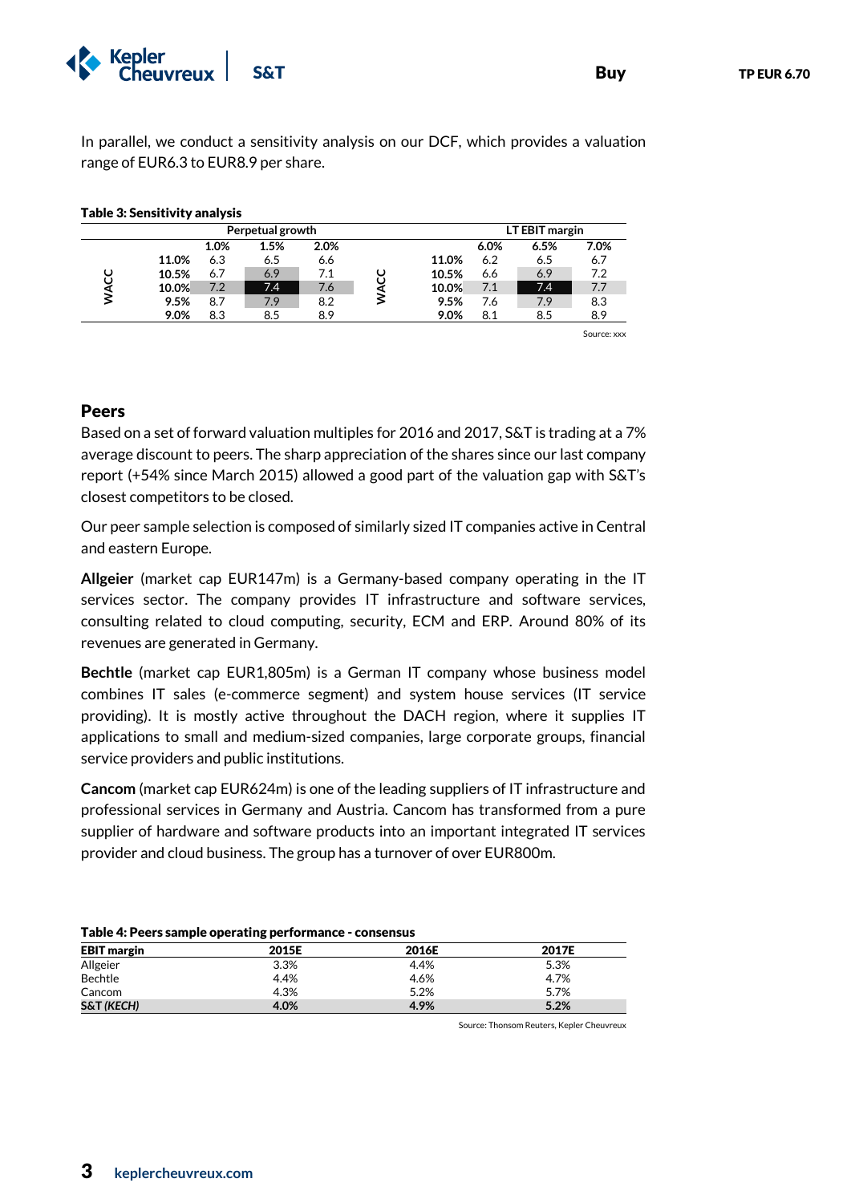In parallel, we conduct a sensitivity analysis on our DCF, which provides a valuation range of EUR6.3 to EUR8.9 per share.

**Table 3: Sensitivity analysis**

| | | Perpetual growth | | | | | LT EBIT margin | | |
|---|---|---|---|---|---|---|---|---|---|
| | | 1.0% | 1.5% | 2.0% | | | 6.0% | 6.5% | 7.0% |
| WACC | 11.0% | 6.3 | 6.5 | 6.6 | WACC | 11.0% | 6.2 | 6.5 | 6.7 |
| | 10.5% | 6.7 | 6.9 | 7.1 | | 10.5% | 6.6 | 6.9 | 7.2 |
| | 10.0% | 7.2 | 7.4 | 7.6 | | 10.0% | 7.1 | 7.4 | 7.7 |
| | 9.5% | 8.7 | 7.9 | 8.2 | | 9.5% | 7.6 | 7.9 | 8.3 |
| | 9.0% | 8.3 | 8.5 | 8.9 | | 9.0% | 8.1 | 8.5 | 8.9 |

Source: xxx

## Peers

Based on a set of forward valuation multiples for 2016 and 2017, S&T is trading at a 7% average discount to peers. The sharp appreciation of the shares since our last company report (+54% since March 2015) allowed a good part of the valuation gap with S&T's closest competitors to be closed.

Our peer sample selection is composed of similarly sized IT companies active in Central and eastern Europe.

**Allgeier** (market cap EUR147m) is a Germany-based company operating in the IT services sector. The company provides IT infrastructure and software services, consulting related to cloud computing, security, ECM and ERP. Around 80% of its revenues are generated in Germany.

**Bechtle** (market cap EUR1,805m) is a German IT company whose business model combines IT sales (e-commerce segment) and system house services (IT service providing). It is mostly active throughout the DACH region, where it supplies IT applications to small and medium-sized companies, large corporate groups, financial service providers and public institutions.

**Cancom** (market cap EUR624m) is one of the leading suppliers of IT infrastructure and professional services in Germany and Austria. Cancom has transformed from a pure supplier of hardware and software products into an important integrated IT services provider and cloud business. The group has a turnover of over EUR800m.

**Table 4: Peers sample operating performance - consensus**

| EBIT margin | 2015E | 2016E | 2017E |
|---|---|---|---|
| Allgeier | 3.3% | 4.4% | 5.3% |
| Bechtle | 4.4% | 4.6% | 4.7% |
| Cancom | 4.3% | 5.2% | 5.7% |
| **S&T *(KECH)*** | **4.0%** | **4.9%** | **5.2%** |

Source: Thonsom Reuters, Kepler Cheuvreux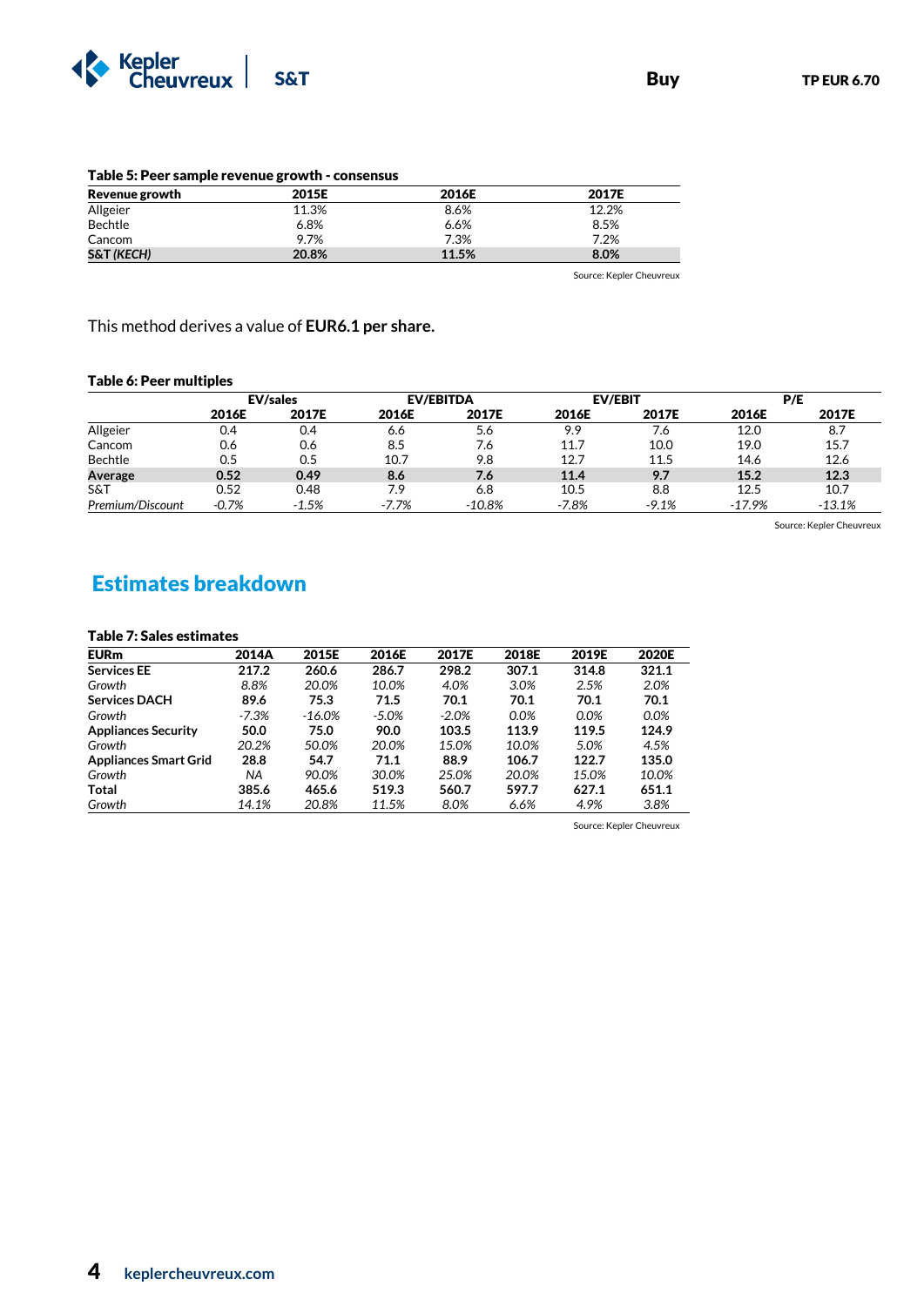**Table 5: Peer sample revenue growth - consensus**

| Revenue growth | 2015E | 2016E | 2017E |
|---|---|---|---|
| Allgeier | 11.3% | 8.6% | 12.2% |
| Bechtle | 6.8% | 6.6% | 8.5% |
| Cancom | 9.7% | 7.3% | 7.2% |
| **S&T *(KECH)*** | **20.8%** | **11.5%** | **8.0%** |

Source: Kepler Cheuvreux

This method derives a value of **EUR6.1 per share.**

**Table 6: Peer multiples**

| | EV/sales | | EV/EBITDA | | EV/EBIT | | P/E | |
|---|---|---|---|---|---|---|---|---|
| | **2016E** | **2017E** | **2016E** | **2017E** | **2016E** | **2017E** | **2016E** | **2017E** |
| Allgeier | 0.4 | 0.4 | 6.6 | 5.6 | 9.9 | 7.6 | 12.0 | 8.7 |
| Cancom | 0.6 | 0.6 | 8.5 | 7.6 | 11.7 | 10.0 | 19.0 | 15.7 |
| Bechtle | 0.5 | 0.5 | 10.7 | 9.8 | 12.7 | 11.5 | 14.6 | 12.6 |
| **Average** | **0.52** | **0.49** | **8.6** | **7.6** | **11.4** | **9.7** | **15.2** | **12.3** |
| S&T | 0.52 | 0.48 | 7.9 | 6.8 | 10.5 | 8.8 | 12.5 | 10.7 |
| *Premium/Discount* | *-0.7%* | *-1.5%* | *-7.7%* | *-10.8%* | *-7.8%* | *-9.1%* | *-17.9%* | *-13.1%* |

Source: Kepler Cheuvreux

## Estimates breakdown

**Table 7: Sales estimates**

| EURm | 2014A | 2015E | 2016E | 2017E | 2018E | 2019E | 2020E |
|---|---|---|---|---|---|---|---|
| **Services EE** | **217.2** | **260.6** | **286.7** | **298.2** | **307.1** | **314.8** | **321.1** |
| *Growth* | *8.8%* | *20.0%* | *10.0%* | *4.0%* | *3.0%* | *2.5%* | *2.0%* |
| **Services DACH** | **89.6** | **75.3** | **71.5** | **70.1** | **70.1** | **70.1** | **70.1** |
| *Growth* | *-7.3%* | *-16.0%* | *-5.0%* | *-2.0%* | *0.0%* | *0.0%* | *0.0%* |
| **Appliances Security** | **50.0** | **75.0** | **90.0** | **103.5** | **113.9** | **119.5** | **124.9** |
| *Growth* | *20.2%* | *50.0%* | *20.0%* | *15.0%* | *10.0%* | *5.0%* | *4.5%* |
| **Appliances Smart Grid** | **28.8** | **54.7** | **71.1** | **88.9** | **106.7** | **122.7** | **135.0** |
| *Growth* | *NA* | *90.0%* | *30.0%* | *25.0%* | *20.0%* | *15.0%* | *10.0%* |
| **Total** | **385.6** | **465.6** | **519.3** | **560.7** | **597.7** | **627.1** | **651.1** |
| *Growth* | *14.1%* | *20.8%* | *11.5%* | *8.0%* | *6.6%* | *4.9%* | *3.8%* |

Source: Kepler Cheuvreux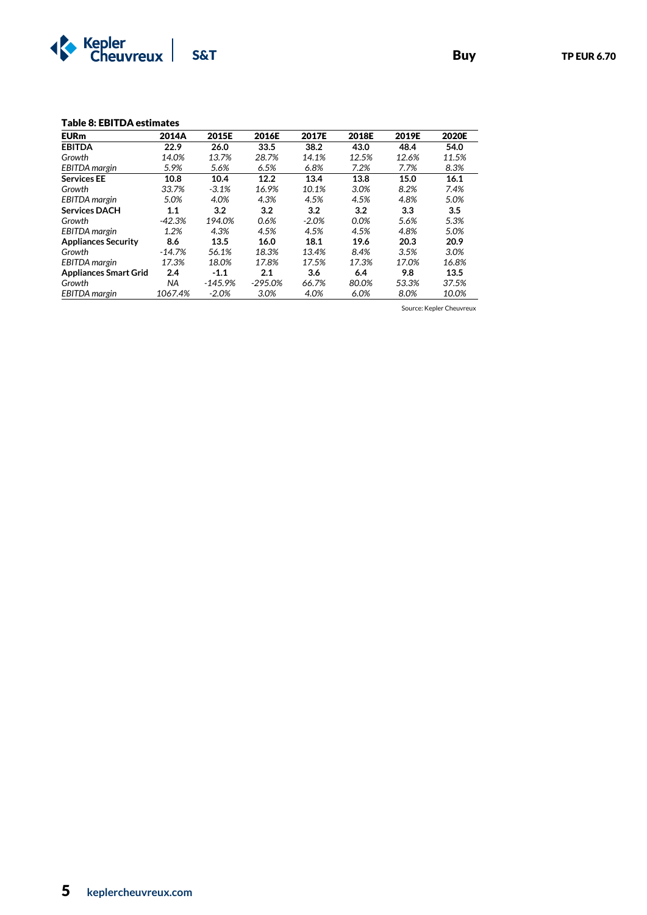**Table 8: EBITDA estimates**

| EURm | 2014A | 2015E | 2016E | 2017E | 2018E | 2019E | 2020E |
|---|---|---|---|---|---|---|---|
| **EBITDA** | **22.9** | **26.0** | **33.5** | **38.2** | **43.0** | **48.4** | **54.0** |
| *Growth* | *14.0%* | *13.7%* | *28.7%* | *14.1%* | *12.5%* | *12.6%* | *11.5%* |
| *EBITDA margin* | *5.9%* | *5.6%* | *6.5%* | *6.8%* | *7.2%* | *7.7%* | *8.3%* |
| **Services EE** | **10.8** | **10.4** | **12.2** | **13.4** | **13.8** | **15.0** | **16.1** |
| *Growth* | *33.7%* | *-3.1%* | *16.9%* | *10.1%* | *3.0%* | *8.2%* | *7.4%* |
| *EBITDA margin* | *5.0%* | *4.0%* | *4.3%* | *4.5%* | *4.5%* | *4.8%* | *5.0%* |
| **Services DACH** | **1.1** | **3.2** | **3.2** | **3.2** | **3.2** | **3.3** | **3.5** |
| *Growth* | *-42.3%* | *194.0%* | *0.6%* | *-2.0%* | *0.0%* | *5.6%* | *5.3%* |
| *EBITDA margin* | *1.2%* | *4.3%* | *4.5%* | *4.5%* | *4.5%* | *4.8%* | *5.0%* |
| **Appliances Security** | **8.6** | **13.5** | **16.0** | **18.1** | **19.6** | **20.3** | **20.9** |
| *Growth* | *-14.7%* | *56.1%* | *18.3%* | *13.4%* | *8.4%* | *3.5%* | *3.0%* |
| *EBITDA margin* | *17.3%* | *18.0%* | *17.8%* | *17.5%* | *17.3%* | *17.0%* | *16.8%* |
| **Appliances Smart Grid** | **2.4** | **-1.1** | **2.1** | **3.6** | **6.4** | **9.8** | **13.5** |
| *Growth* | *NA* | *-145.9%* | *-295.0%* | *66.7%* | *80.0%* | *53.3%* | *37.5%* |
| *EBITDA margin* | *1067.4%* | *-2.0%* | *3.0%* | *4.0%* | *6.0%* | *8.0%* | *10.0%* |

Source: Kepler Cheuvreux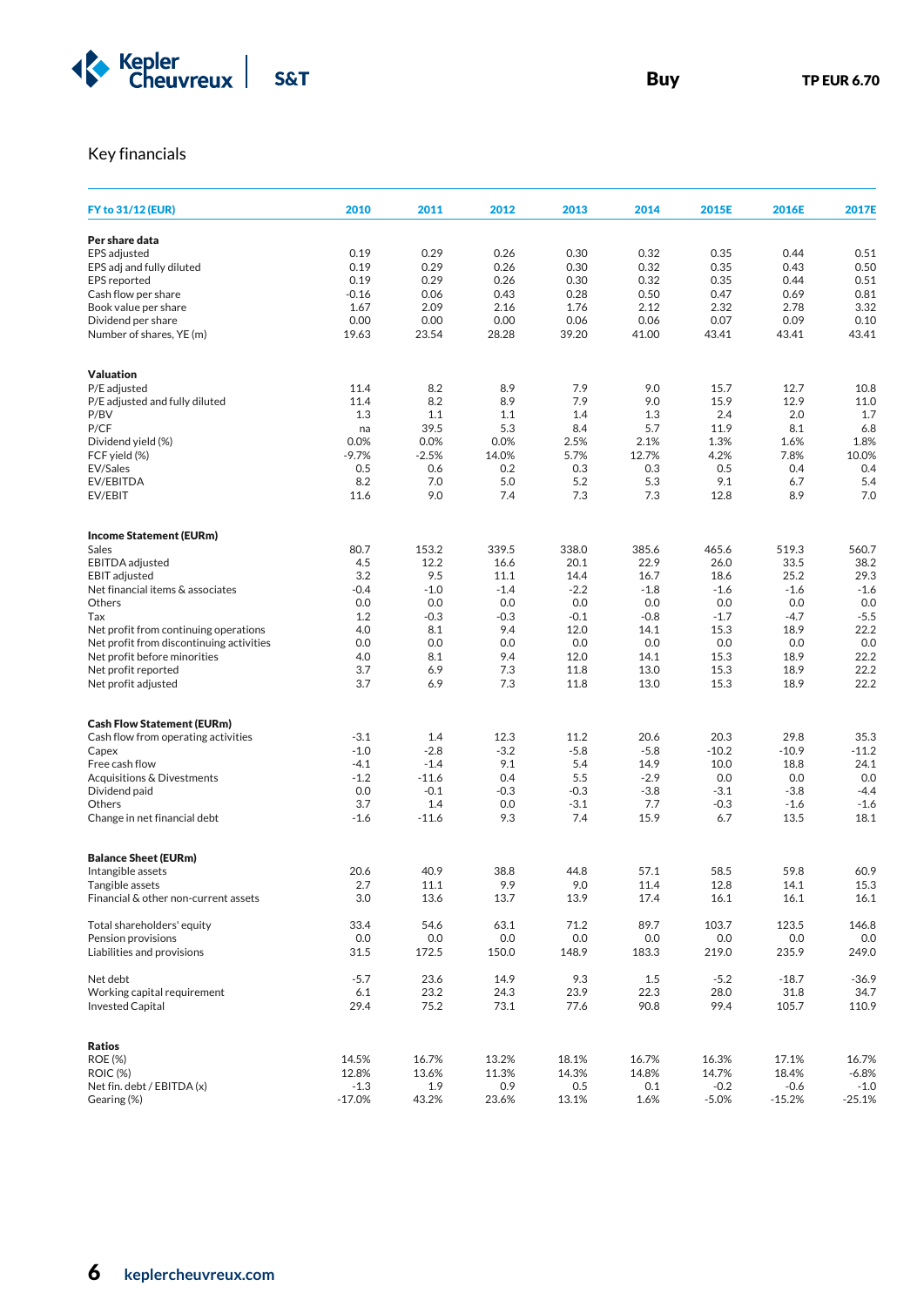Buy | TP EUR 6.70

## Key financials

| FY to 31/12 (EUR) | 2010 | 2011 | 2012 | 2013 | 2014 | 2015E | 2016E | 2017E |
|---|---|---|---|---|---|---|---|---|
| **Per share data** | | | | | | | | |
| EPS adjusted | 0.19 | 0.29 | 0.26 | 0.30 | 0.32 | 0.35 | 0.44 | 0.51 |
| EPS adj and fully diluted | 0.19 | 0.29 | 0.26 | 0.30 | 0.32 | 0.35 | 0.43 | 0.50 |
| EPS reported | 0.19 | 0.29 | 0.26 | 0.30 | 0.32 | 0.35 | 0.44 | 0.51 |
| Cash flow per share | -0.16 | 0.06 | 0.43 | 0.28 | 0.50 | 0.47 | 0.69 | 0.81 |
| Book value per share | 1.67 | 2.09 | 2.16 | 1.76 | 2.12 | 2.32 | 2.78 | 3.32 |
| Dividend per share | 0.00 | 0.00 | 0.00 | 0.06 | 0.06 | 0.07 | 0.09 | 0.10 |
| Number of shares, YE (m) | 19.63 | 23.54 | 28.28 | 39.20 | 41.00 | 43.41 | 43.41 | 43.41 |
| **Valuation** | | | | | | | | |
| P/E adjusted | 11.4 | 8.2 | 8.9 | 7.9 | 9.0 | 15.7 | 12.7 | 10.8 |
| P/E adjusted and fully diluted | 11.4 | 8.2 | 8.9 | 7.9 | 9.0 | 15.9 | 12.9 | 11.0 |
| P/BV | 1.3 | 1.1 | 1.1 | 1.4 | 1.3 | 2.4 | 2.0 | 1.7 |
| P/CF | na | 39.5 | 5.3 | 8.4 | 5.7 | 11.9 | 8.1 | 6.8 |
| Dividend yield (%) | 0.0% | 0.0% | 0.0% | 2.5% | 2.1% | 1.3% | 1.6% | 1.8% |
| FCF yield (%) | -9.7% | -2.5% | 14.0% | 5.7% | 12.7% | 4.2% | 7.8% | 10.0% |
| EV/Sales | 0.5 | 0.6 | 0.2 | 0.3 | 0.3 | 0.5 | 0.4 | 0.4 |
| EV/EBITDA | 8.2 | 7.0 | 5.0 | 5.2 | 5.3 | 9.1 | 6.7 | 5.4 |
| EV/EBIT | 11.6 | 9.0 | 7.4 | 7.3 | 7.3 | 12.8 | 8.9 | 7.0 |
| **Income Statement (EURm)** | | | | | | | | |
| Sales | 80.7 | 153.2 | 339.5 | 338.0 | 385.6 | 465.6 | 519.3 | 560.7 |
| EBITDA adjusted | 4.5 | 12.2 | 16.6 | 20.1 | 22.9 | 26.0 | 33.5 | 38.2 |
| EBIT adjusted | 3.2 | 9.5 | 11.1 | 14.4 | 16.7 | 18.6 | 25.2 | 29.3 |
| Net financial items & associates | -0.4 | -1.0 | -1.4 | -2.2 | -1.8 | -1.6 | -1.6 | -1.6 |
| Others | 0.0 | 0.0 | 0.0 | 0.0 | 0.0 | 0.0 | 0.0 | 0.0 |
| Tax | 1.2 | -0.3 | -0.3 | -0.1 | -0.8 | -1.7 | -4.7 | -5.5 |
| Net profit from continuing operations | 4.0 | 8.1 | 9.4 | 12.0 | 14.1 | 15.3 | 18.9 | 22.2 |
| Net profit from discontinuing activities | 0.0 | 0.0 | 0.0 | 0.0 | 0.0 | 0.0 | 0.0 | 0.0 |
| Net profit before minorities | 4.0 | 8.1 | 9.4 | 12.0 | 14.1 | 15.3 | 18.9 | 22.2 |
| Net profit reported | 3.7 | 6.9 | 7.3 | 11.8 | 13.0 | 15.3 | 18.9 | 22.2 |
| Net profit adjusted | 3.7 | 6.9 | 7.3 | 11.8 | 13.0 | 15.3 | 18.9 | 22.2 |
| **Cash Flow Statement (EURm)** | | | | | | | | |
| Cash flow from operating activities | -3.1 | 1.4 | 12.3 | 11.2 | 20.6 | 20.3 | 29.8 | 35.3 |
| Capex | -1.0 | -2.8 | -3.2 | -5.8 | -5.8 | -10.2 | -10.9 | -11.2 |
| Free cash flow | -4.1 | -1.4 | 9.1 | 5.4 | 14.9 | 10.0 | 18.8 | 24.1 |
| Acquisitions & Divestments | -1.2 | -11.6 | 0.4 | 5.5 | -2.9 | 0.0 | 0.0 | 0.0 |
| Dividend paid | 0.0 | -0.1 | -0.3 | -0.3 | -3.8 | -3.1 | -3.8 | -4.4 |
| Others | 3.7 | 1.4 | 0.0 | -3.1 | 7.7 | -0.3 | -1.6 | -1.6 |
| Change in net financial debt | -1.6 | -11.6 | 9.3 | 7.4 | 15.9 | 6.7 | 13.5 | 18.1 |
| **Balance Sheet (EURm)** | | | | | | | | |
| Intangible assets | 20.6 | 40.9 | 38.8 | 44.8 | 57.1 | 58.5 | 59.8 | 60.9 |
| Tangible assets | 2.7 | 11.1 | 9.9 | 9.0 | 11.4 | 12.8 | 14.1 | 15.3 |
| Financial & other non-current assets | 3.0 | 13.6 | 13.7 | 13.9 | 17.4 | 16.1 | 16.1 | 16.1 |
| Total shareholders' equity | 33.4 | 54.6 | 63.1 | 71.2 | 89.7 | 103.7 | 123.5 | 146.8 |
| Pension provisions | 0.0 | 0.0 | 0.0 | 0.0 | 0.0 | 0.0 | 0.0 | 0.0 |
| Liabilities and provisions | 31.5 | 172.5 | 150.0 | 148.9 | 183.3 | 219.0 | 235.9 | 249.0 |
| Net debt | -5.7 | 23.6 | 14.9 | 9.3 | 1.5 | -5.2 | -18.7 | -36.9 |
| Working capital requirement | 6.1 | 23.2 | 24.3 | 23.9 | 22.3 | 28.0 | 31.8 | 34.7 |
| Invested Capital | 29.4 | 75.2 | 73.1 | 77.6 | 90.8 | 99.4 | 105.7 | 110.9 |
| **Ratios** | | | | | | | | |
| ROE (%) | 14.5% | 16.7% | 13.2% | 18.1% | 16.7% | 16.3% | 17.1% | 16.7% |
| ROIC (%) | 12.8% | 13.6% | 11.3% | 14.3% | 14.8% | 14.7% | 18.4% | -6.8% |
| Net fin. debt / EBITDA (x) | -1.3 | 1.9 | 0.9 | 0.5 | 0.1 | -0.2 | -0.6 | -1.0 |
| Gearing (%) | -17.0% | 43.2% | 23.6% | 13.1% | 1.6% | -5.0% | -15.2% | -25.1% |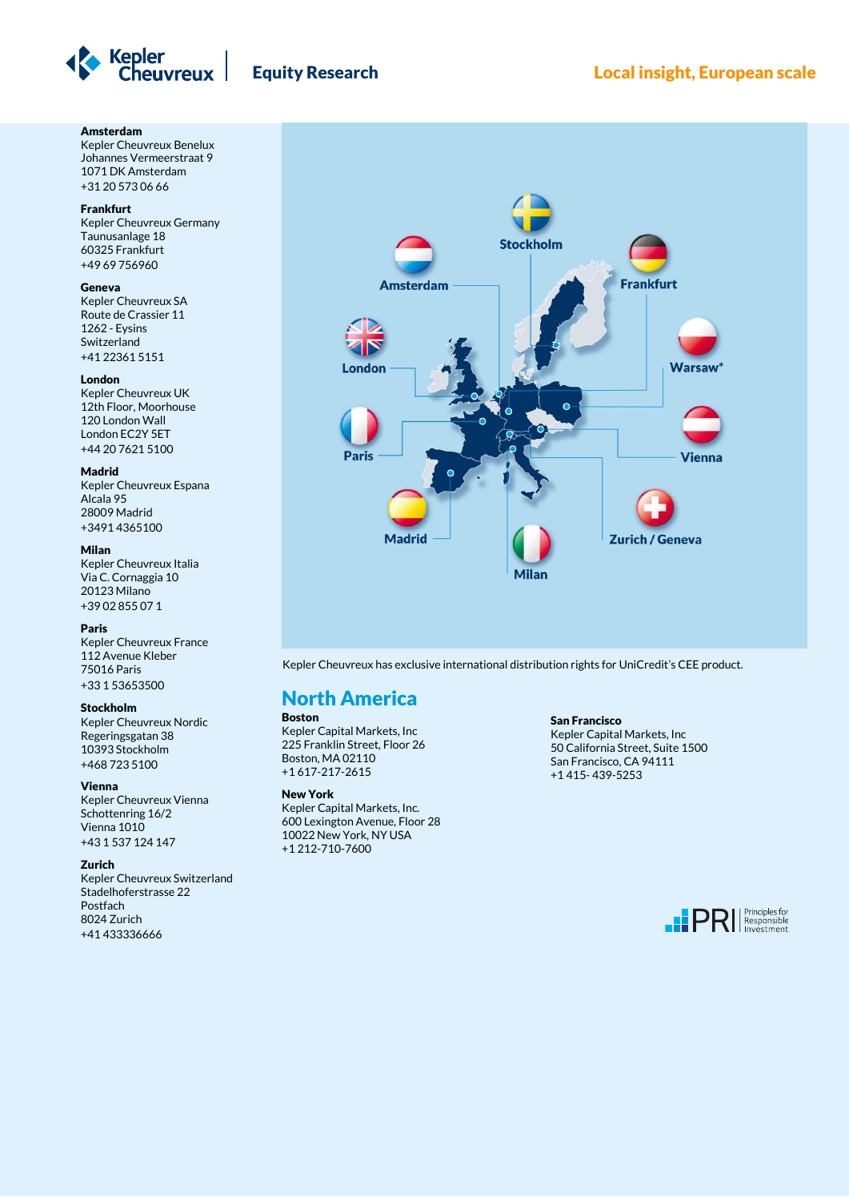Kepler Cheuvreux | Equity Research

Local insight, European scale

**Amsterdam**
Kepler Cheuvreux Benelux
Johannes Vermeerstraat 9
1071 DK Amsterdam
+31 20 573 06 66

**Frankfurt**
Kepler Cheuvreux Germany
Taunusanlage 18
60325 Frankfurt
+49 69 756960

**Geneva**
Kepler Cheuvreux SA
Route de Crassier 11
1262 - Eysins
Switzerland
+41 22361 5151

**London**
Kepler Cheuvreux UK
12th Floor, Moorhouse
120 London Wall
London EC2Y 5ET
+44 20 7621 5100

**Madrid**
Kepler Cheuvreux Espana
Alcala 95
28009 Madrid
+3491 4365100

**Milan**
Kepler Cheuvreux Italia
Via C. Cornaggia 10
20123 Milano
+39 02 855 07 1

**Paris**
Kepler Cheuvreux France
112 Avenue Kleber
75016 Paris
+33 1 53653500

**Stockholm**
Kepler Cheuvreux Nordic
Regeringsgatan 38
10393 Stockholm
+468 723 5100

**Vienna**
Kepler Cheuvreux Vienna
Schottenring 16/2
Vienna 1010
+43 1 537 124 147

**Zurich**
Kepler Cheuvreux Switzerland
Stadelhoferstrasse 22
Postfach
8024 Zurich
+41 433336666

Stockholm
Amsterdam
Frankfurt
London
Warsaw*
Paris
Vienna
Madrid
Zurich / Geneva
Milan

Kepler Cheuvreux has exclusive international distribution rights for UniCredit's CEE product.

## North America

**Boston**
Kepler Capital Markets, Inc
225 Franklin Street, Floor 26
Boston, MA 02110
+1 617-217-2615

**New York**
Kepler Capital Markets, Inc.
600 Lexington Avenue, Floor 28
10022 New York, NY USA
+1 212-710-7600

**San Francisco**
Kepler Capital Markets, Inc
50 California Street, Suite 1500
San Francisco, CA 94111
+1 415- 439-5253

PRI Principles for Responsible Investment